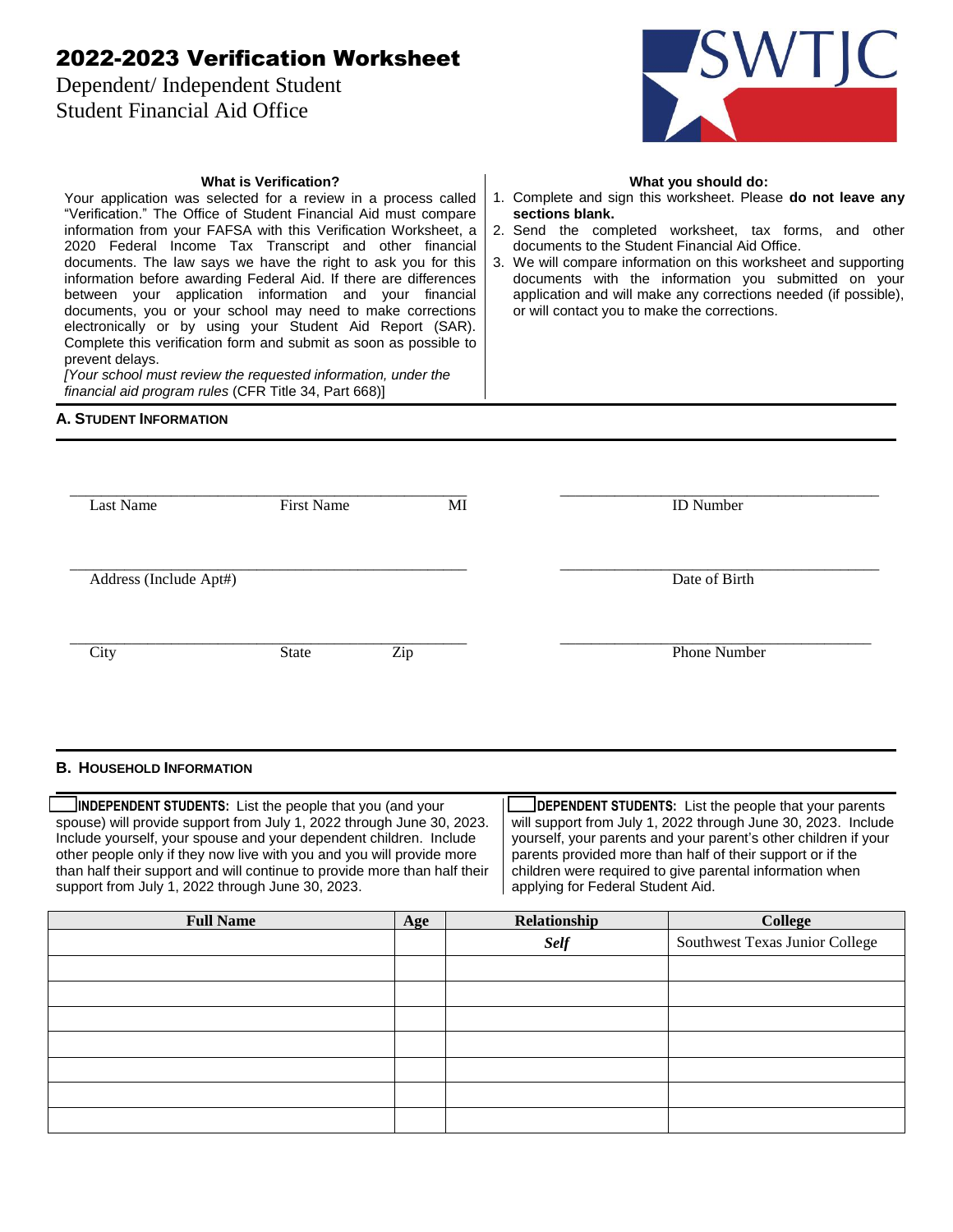# 2022-2023 Verification Worksheet

Dependent/ Independent Student
Student Financial Aid Office

SWTJC

**What is Verification?**

Your application was selected for a review in a process called "Verification." The Office of Student Financial Aid must compare information from your FAFSA with this Verification Worksheet, a 2020 Federal Income Tax Transcript and other financial documents. The law says we have the right to ask you for this information before awarding Federal Aid. If there are differences between your application information and your financial documents, you or your school may need to make corrections electronically or by using your Student Aid Report (SAR). Complete this verification form and submit as soon as possible to prevent delays.

*[Your school must review the requested information, under the financial aid program rules* (CFR Title 34, Part 668)]

**What you should do:**

1. Complete and sign this worksheet. Please **do not leave any sections blank.**
2. Send the completed worksheet, tax forms, and other documents to the Student Financial Aid Office.
3. We will compare information on this worksheet and supporting documents with the information you submitted on your application and will make any corrections needed (if possible), or will contact you to make the corrections.

## A. Student Information

Last Name ____________ First Name ____________ MI ____

ID Number ____________________

Address (Include Apt#) ____________________

Date of Birth ____________________

City ____________ State ____ Zip ________

Phone Number ____________________

## B. Household Information

☐ **INDEPENDENT STUDENTS:** List the people that you (and your spouse) will provide support from July 1, 2022 through June 30, 2023. Include yourself, your spouse and your dependent children. Include other people only if they now live with you and you will provide more than half their support and will continue to provide more than half their support from July 1, 2022 through June 30, 2023.

☐ **DEPENDENT STUDENTS:** List the people that your parents will support from July 1, 2022 through June 30, 2023. Include yourself, your parents and your parent's other children if your parents provided more than half of their support or if the children were required to give parental information when applying for Federal Student Aid.

| Full Name | Age | Relationship | College |
|---|---|---|---|
| | | ***Self*** | Southwest Texas Junior College |
| | | | |
| | | | |
| | | | |
| | | | |
| | | | |
| | | | |
| | | | |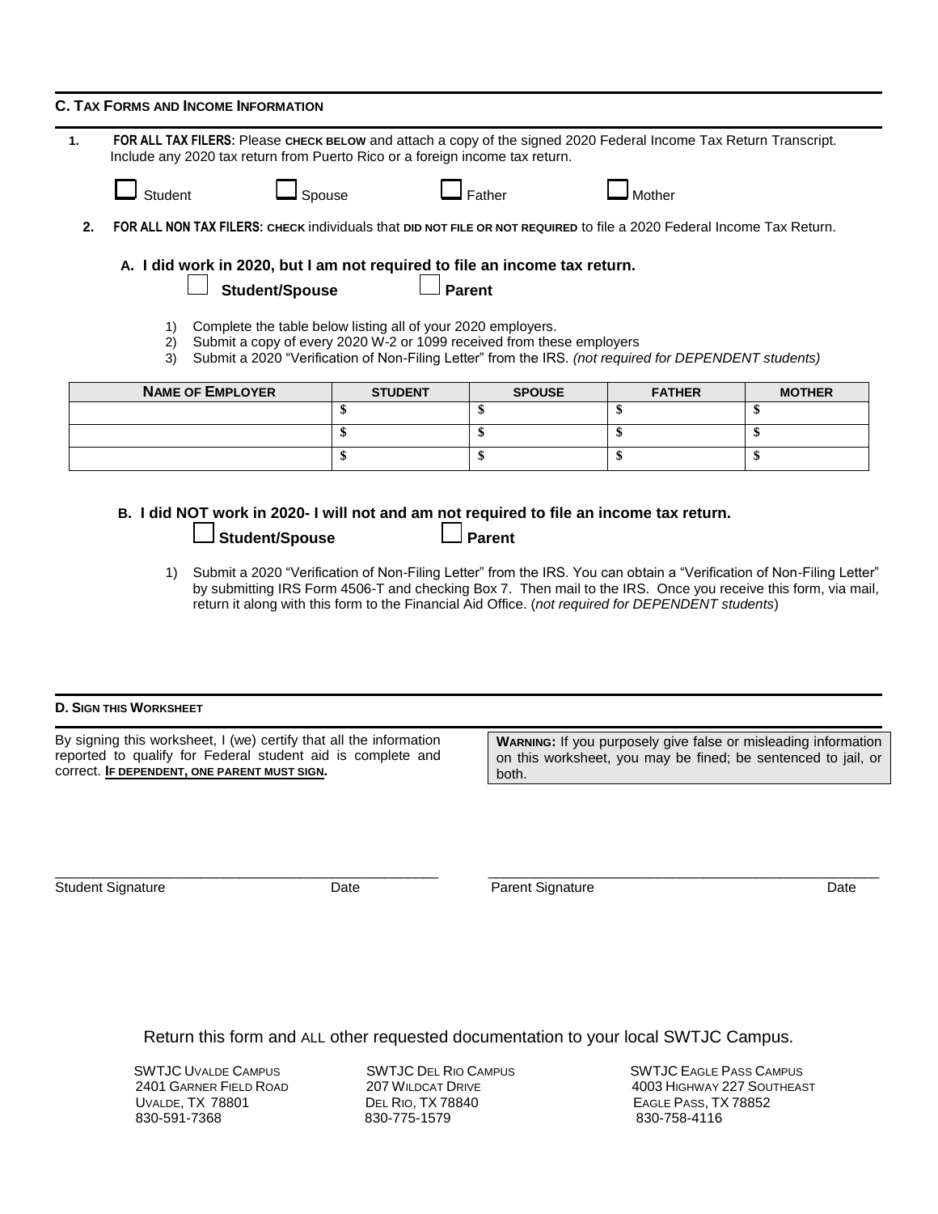## C. Tax Forms and Income Information

1. **FOR ALL TAX FILERS:** Please **CHECK BELOW** and attach a copy of the signed 2020 Federal Income Tax Return Transcript. Include any 2020 tax return from Puerto Rico or a foreign income tax return.

☐ Student ☐ Spouse ☐ Father ☐ Mother

2. **FOR ALL NON TAX FILERS: CHECK** individuals that **DID NOT FILE OR NOT REQUIRED** to file a 2020 Federal Income Tax Return.

### A. I did work in 2020, but I am not required to file an income tax return.

☐ **Student/Spouse** ☐ **Parent**

1) Complete the table below listing all of your 2020 employers.
2) Submit a copy of every 2020 W-2 or 1099 received from these employers
3) Submit a 2020 "Verification of Non-Filing Letter" from the IRS. *(not required for DEPENDENT students)*

| NAME OF EMPLOYER | STUDENT | SPOUSE | FATHER | MOTHER |
|---|---|---|---|---|
| | $ | $ | $ | $ |
| | $ | $ | $ | $ |
| | $ | $ | $ | $ |

### B. I did NOT work in 2020- I will not and am not required to file an income tax return.

☐ **Student/Spouse** ☐ **Parent**

1) Submit a 2020 "Verification of Non-Filing Letter" from the IRS. You can obtain a "Verification of Non-Filing Letter" by submitting IRS Form 4506-T and checking Box 7. Then mail to the IRS. Once you receive this form, via mail, return it along with this form to the Financial Aid Office. (*not required for DEPENDENT students*)

## D. Sign this Worksheet

By signing this worksheet, I (we) certify that all the information reported to qualify for Federal student aid is complete and correct. **IF DEPENDENT, ONE PARENT MUST SIGN.**

**WARNING:** If you purposely give false or misleading information on this worksheet, you may be fined; be sentenced to jail, or both.

_______________________________________________ 
Student Signature Date

_______________________________________________ 
Parent Signature Date

Return this form and ALL other requested documentation to your local SWTJC Campus.

SWTJC Uvalde Campus
2401 Garner Field Road
Uvalde, TX 78801
830-591-7368

SWTJC Del Rio Campus
207 Wildcat Drive
Del Rio, TX 78840
830-775-1579

SWTJC Eagle Pass Campus
4003 Highway 227 Southeast
Eagle Pass, TX 78852
830-758-4116